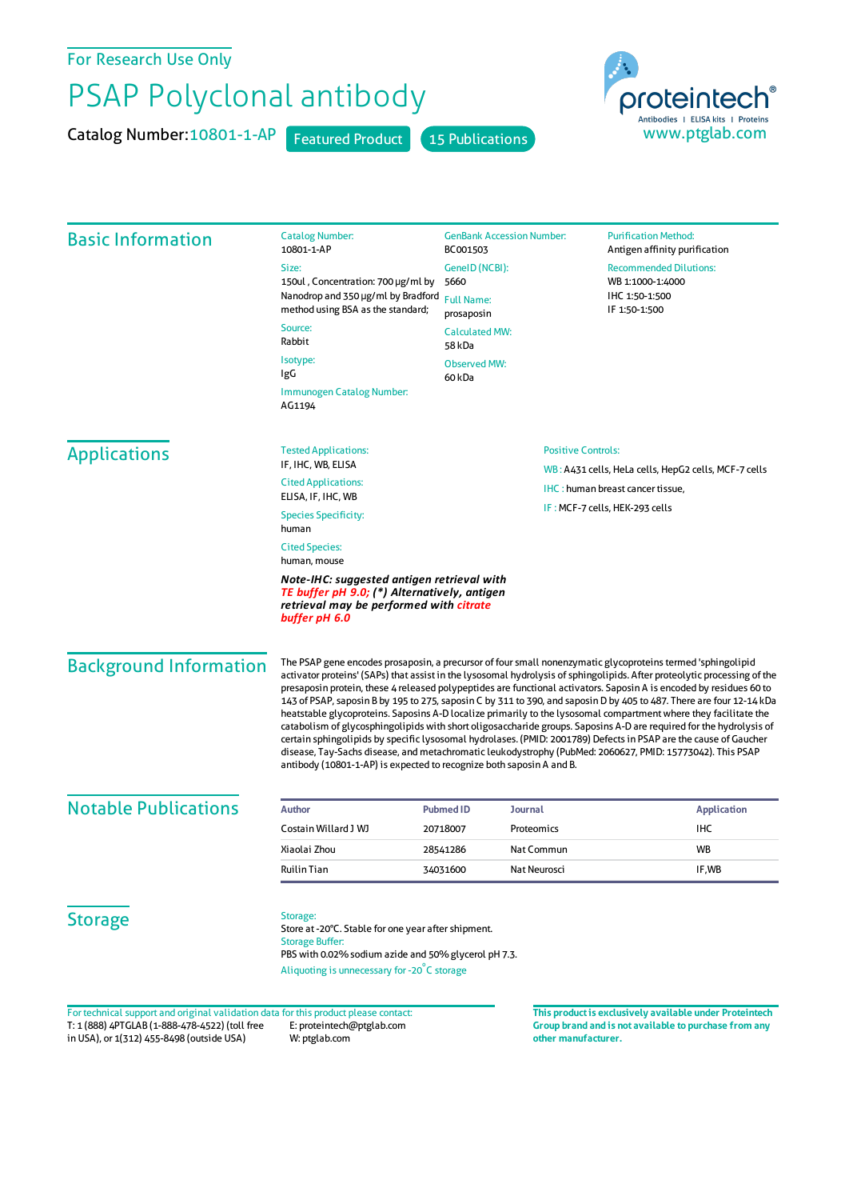For Research Use Only

# PSAP Polyclonal antibody

Catalog Number: 10801-1-AP    Featured Product    15 Publications

proteintech® Antibodies | ELISA kits | Proteins
www.ptglab.com

## Basic Information

**Catalog Number:**
10801-1-AP

**Size:**
150ul , Concentration: 700 μg/ml by Nanodrop and 350 μg/ml by Bradford method using BSA as the standard;

**Source:**
Rabbit

**Isotype:**
IgG

**Immunogen Catalog Number:**
AG1194

**GenBank Accession Number:**
BC001503

**GeneID (NCBI):**
5660

**Full Name:**
prosaposin

**Calculated MW:**
58 kDa

**Observed MW:**
60 kDa

**Purification Method:**
Antigen affinity purification

**Recommended Dilutions:**
WB 1:1000-1:4000
IHC 1:50-1:500
IF 1:50-1:500

## Applications

**Tested Applications:**
IF, IHC, WB, ELISA

**Cited Applications:**
ELISA, IF, IHC, WB

**Species Specificity:**
human

**Cited Species:**
human, mouse

***Note-IHC: suggested antigen retrieval with TE buffer pH 9.0; (\*) Alternatively, antigen retrieval may be performed with citrate buffer pH 6.0***

**Positive Controls:**

WB : A431 cells, HeLa cells, HepG2 cells, MCF-7 cells

IHC : human breast cancer tissue,

IF : MCF-7 cells, HEK-293 cells

## Background Information

The PSAP gene encodes prosaposin, a precursor of four small nonenzymatic glycoproteins termed 'sphingolipid activator proteins' (SAPs) that assist in the lysosomal hydrolysis of sphingolipids. After proteolytic processing of the presaposin protein, these 4 released polypeptides are functional activators. Saposin A is encoded by residues 60 to 143 of PSAP, saposin B by 195 to 275, saposin C by 311 to 390, and saposin D by 405 to 487. There are four 12-14 kDa heatstable glycoproteins. Saposins A-D localize primarily to the lysosomal compartment where they facilitate the catabolism of glycosphingolipids with short oligosaccharide groups. Saposins A-D are required for the hydrolysis of certain sphingolipids by specific lysosomal hydrolases. (PMID: 2001789) Defects in PSAP are the cause of Gaucher disease, Tay-Sachs disease, and metachromatic leukodystrophy (PubMed: 2060627, PMID: 15773042). This PSAP antibody (10801-1-AP) is expected to recognize both saposin A and B.

## Notable Publications

| Author | Pubmed ID | Journal | Application |
|---|---|---|---|
| Costain Willard J WJ | 20718007 | Proteomics | IHC |
| Xiaolai Zhou | 28541286 | Nat Commun | WB |
| Ruilin Tian | 34031600 | Nat Neurosci | IF,WB |

## Storage

**Storage:**
Store at -20°C. Stable for one year after shipment.

**Storage Buffer:**
PBS with 0.02% sodium azide and 50% glycerol pH 7.3.

Aliquoting is unnecessary for -20°C storage

For technical support and original validation data for this product please contact:
T: 1 (888) 4PTGLAB (1-888-478-4522) (toll free in USA), or 1(312) 455-8498 (outside USA)
E: proteintech@ptglab.com
W: ptglab.com

**This product is exclusively available under Proteintech Group brand and is not available to purchase from any other manufacturer.**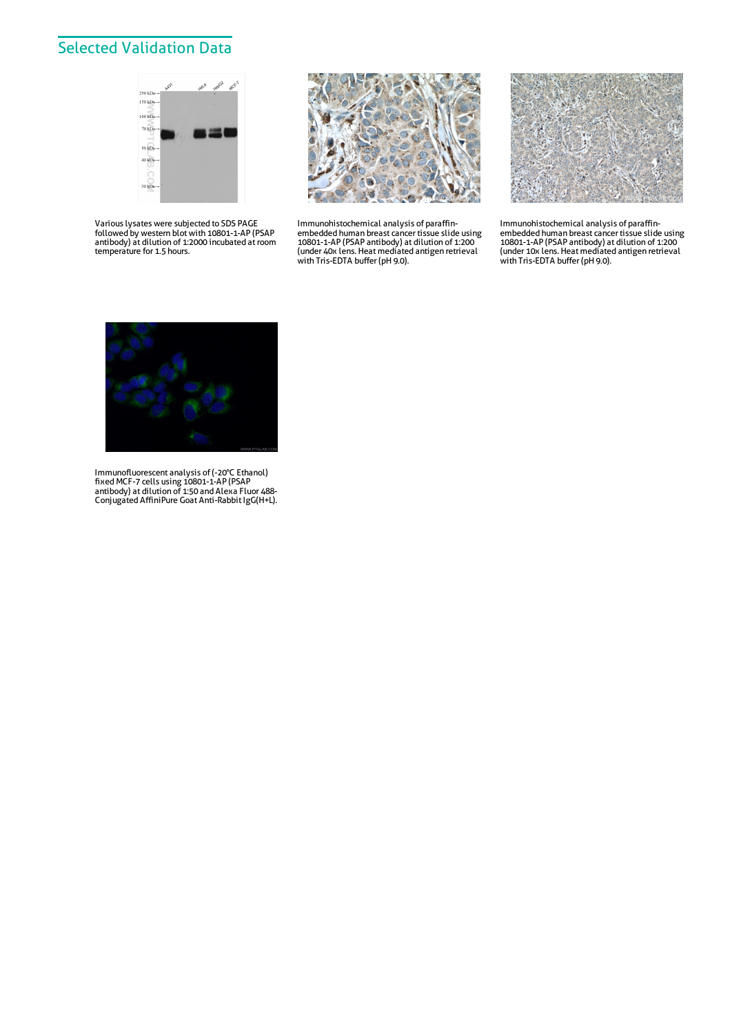## Selected Validation Data

Various lysates were subjected to SDS PAGE followed by western blot with 10801-1-AP (PSAP antibody) at dilution of 1:2000 incubated at room temperature for 1.5 hours.

Immunohistochemical analysis of paraffin-embedded human breast cancer tissue slide using 10801-1-AP (PSAP antibody) at dilution of 1:200 (under 40x lens. Heat mediated antigen retrieval with Tris-EDTA buffer (pH 9.0).

Immunohistochemical analysis of paraffin-embedded human breast cancer tissue slide using 10801-1-AP (PSAP antibody) at dilution of 1:200 (under 10x lens. Heat mediated antigen retrieval with Tris-EDTA buffer (pH 9.0).

Immunofluorescent analysis of (-20°C Ethanol) fixed MCF-7 cells using 10801-1-AP (PSAP antibody) at dilution of 1:50 and Alexa Fluor 488-Conjugated AffiniPure Goat Anti-Rabbit IgG(H+L).